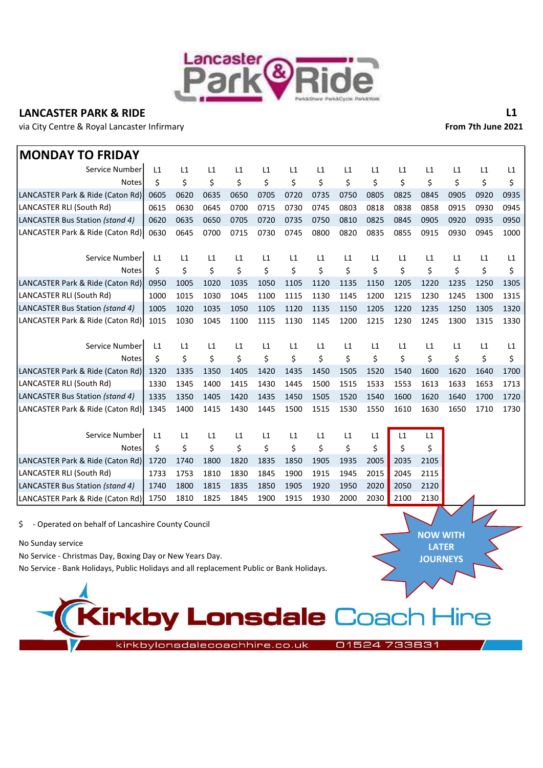Lancaster Park & Ride

## LANCASTER PARK & RIDE

**L1**

via City Centre & Royal Lancaster Infirmary

**From 7th June 2021**

## MONDAY TO FRIDAY

| Service Number | L1 | L1 | L1 | L1 | L1 | L1 | L1 | L1 | L1 | L1 | L1 | L1 | L1 | L1 |
|---|---|---|---|---|---|---|---|---|---|---|---|---|---|---|
| Notes | $ | $ | $ | $ | $ | $ | $ | $ | $ | $ | $ | $ | $ | $ |
| LANCASTER Park & Ride (Caton Rd) | 0605 | 0620 | 0635 | 0650 | 0705 | 0720 | 0735 | 0750 | 0805 | 0825 | 0845 | 0905 | 0920 | 0935 |
| LANCASTER RLI (South Rd) | 0615 | 0630 | 0645 | 0700 | 0715 | 0730 | 0745 | 0803 | 0818 | 0838 | 0858 | 0915 | 0930 | 0945 |
| LANCASTER Bus Station *(stand 4)* | 0620 | 0635 | 0650 | 0705 | 0720 | 0735 | 0750 | 0810 | 0825 | 0845 | 0905 | 0920 | 0935 | 0950 |
| LANCASTER Park & Ride (Caton Rd) | 0630 | 0645 | 0700 | 0715 | 0730 | 0745 | 0800 | 0820 | 0835 | 0855 | 0915 | 0930 | 0945 | 1000 |

| Service Number | L1 | L1 | L1 | L1 | L1 | L1 | L1 | L1 | L1 | L1 | L1 | L1 | L1 | L1 |
|---|---|---|---|---|---|---|---|---|---|---|---|---|---|---|
| Notes | $ | $ | $ | $ | $ | $ | $ | $ | $ | $ | $ | $ | $ | $ |
| LANCASTER Park & Ride (Caton Rd) | 0950 | 1005 | 1020 | 1035 | 1050 | 1105 | 1120 | 1135 | 1150 | 1205 | 1220 | 1235 | 1250 | 1305 |
| LANCASTER RLI (South Rd) | 1000 | 1015 | 1030 | 1045 | 1100 | 1115 | 1130 | 1145 | 1200 | 1215 | 1230 | 1245 | 1300 | 1315 |
| LANCASTER Bus Station *(stand 4)* | 1005 | 1020 | 1035 | 1050 | 1105 | 1120 | 1135 | 1150 | 1205 | 1220 | 1235 | 1250 | 1305 | 1320 |
| LANCASTER Park & Ride (Caton Rd) | 1015 | 1030 | 1045 | 1100 | 1115 | 1130 | 1145 | 1200 | 1215 | 1230 | 1245 | 1300 | 1315 | 1330 |

| Service Number | L1 | L1 | L1 | L1 | L1 | L1 | L1 | L1 | L1 | L1 | L1 | L1 | L1 | L1 |
|---|---|---|---|---|---|---|---|---|---|---|---|---|---|---|
| Notes | $ | $ | $ | $ | $ | $ | $ | $ | $ | $ | $ | $ | $ | $ |
| LANCASTER Park & Ride (Caton Rd) | 1320 | 1335 | 1350 | 1405 | 1420 | 1435 | 1450 | 1505 | 1520 | 1540 | 1600 | 1620 | 1640 | 1700 |
| LANCASTER RLI (South Rd) | 1330 | 1345 | 1400 | 1415 | 1430 | 1445 | 1500 | 1515 | 1533 | 1553 | 1613 | 1633 | 1653 | 1713 |
| LANCASTER Bus Station *(stand 4)* | 1335 | 1350 | 1405 | 1420 | 1435 | 1450 | 1505 | 1520 | 1540 | 1600 | 1620 | 1640 | 1700 | 1720 |
| LANCASTER Park & Ride (Caton Rd) | 1345 | 1400 | 1415 | 1430 | 1445 | 1500 | 1515 | 1530 | 1550 | 1610 | 1630 | 1650 | 1710 | 1730 |

| Service Number | L1 | L1 | L1 | L1 | L1 | L1 | L1 | L1 | L1 | L1 | L1 |
|---|---|---|---|---|---|---|---|---|---|---|---|
| Notes | $ | $ | $ | $ | $ | $ | $ | $ | $ | $ | $ |
| LANCASTER Park & Ride (Caton Rd) | 1720 | 1740 | 1800 | 1820 | 1835 | 1850 | 1905 | 1935 | 2005 | 2035 | 2105 |
| LANCASTER RLI (South Rd) | 1733 | 1753 | 1810 | 1830 | 1845 | 1900 | 1915 | 1945 | 2015 | 2045 | 2115 |
| LANCASTER Bus Station *(stand 4)* | 1740 | 1800 | 1815 | 1835 | 1850 | 1905 | 1920 | 1950 | 2020 | 2050 | 2120 |
| LANCASTER Park & Ride (Caton Rd) | 1750 | 1810 | 1825 | 1845 | 1900 | 1915 | 1930 | 2000 | 2030 | 2100 | 2130 |

$ - Operated on behalf of Lancashire County Council

No Sunday service

No Service - Christmas Day, Boxing Day or New Years Day.

No Service - Bank Holidays, Public Holidays and all replacement Public or Bank Holidays.

NOW WITH LATER JOURNEYS

Kirkby Lonsdale Coach Hire

kirkbylonsdalecoachhire.co.uk 01524 733831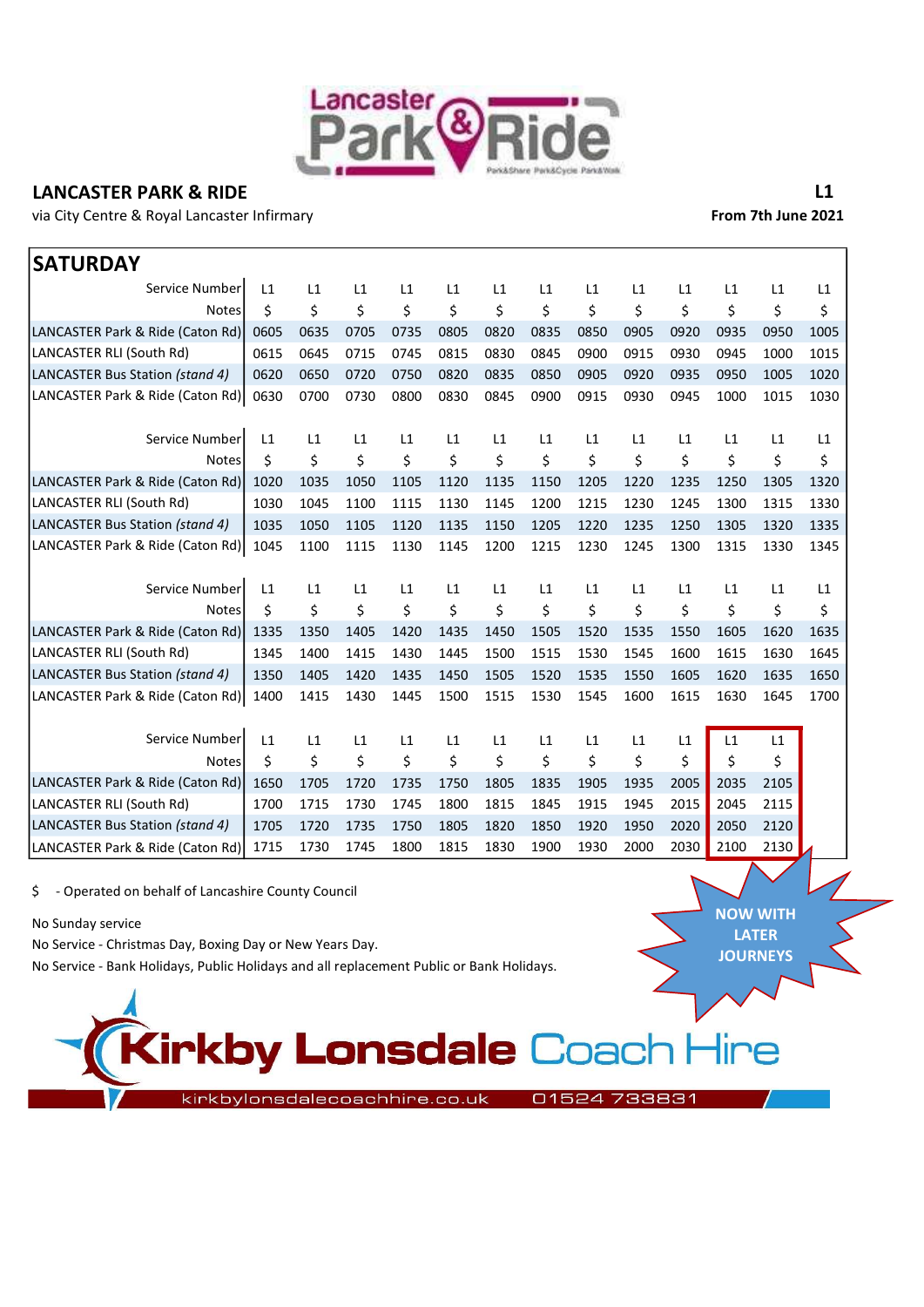Lancaster Park & Ride

**LANCASTER PARK & RIDE** **L1**

via City Centre & Royal Lancaster Infirmary **From 7th June 2021**

## SATURDAY

| Service Number | L1 | L1 | L1 | L1 | L1 | L1 | L1 | L1 | L1 | L1 | L1 | L1 | L1 |
|---|---|---|---|---|---|---|---|---|---|---|---|---|---|
| Notes | $ | $ | $ | $ | $ | $ | $ | $ | $ | $ | $ | $ | $ |
| LANCASTER Park & Ride (Caton Rd) | 0605 | 0635 | 0705 | 0735 | 0805 | 0820 | 0835 | 0850 | 0905 | 0920 | 0935 | 0950 | 1005 |
| LANCASTER RLI (South Rd) | 0615 | 0645 | 0715 | 0745 | 0815 | 0830 | 0845 | 0900 | 0915 | 0930 | 0945 | 1000 | 1015 |
| LANCASTER Bus Station *(stand 4)* | 0620 | 0650 | 0720 | 0750 | 0820 | 0835 | 0850 | 0905 | 0920 | 0935 | 0950 | 1005 | 1020 |
| LANCASTER Park & Ride (Caton Rd) | 0630 | 0700 | 0730 | 0800 | 0830 | 0845 | 0900 | 0915 | 0930 | 0945 | 1000 | 1015 | 1030 |

| Service Number | L1 | L1 | L1 | L1 | L1 | L1 | L1 | L1 | L1 | L1 | L1 | L1 | L1 |
|---|---|---|---|---|---|---|---|---|---|---|---|---|---|
| Notes | $ | $ | $ | $ | $ | $ | $ | $ | $ | $ | $ | $ | $ |
| LANCASTER Park & Ride (Caton Rd) | 1020 | 1035 | 1050 | 1105 | 1120 | 1135 | 1150 | 1205 | 1220 | 1235 | 1250 | 1305 | 1320 |
| LANCASTER RLI (South Rd) | 1030 | 1045 | 1100 | 1115 | 1130 | 1145 | 1200 | 1215 | 1230 | 1245 | 1300 | 1315 | 1330 |
| LANCASTER Bus Station *(stand 4)* | 1035 | 1050 | 1105 | 1120 | 1135 | 1150 | 1205 | 1220 | 1235 | 1250 | 1305 | 1320 | 1335 |
| LANCASTER Park & Ride (Caton Rd) | 1045 | 1100 | 1115 | 1130 | 1145 | 1200 | 1215 | 1230 | 1245 | 1300 | 1315 | 1330 | 1345 |

| Service Number | L1 | L1 | L1 | L1 | L1 | L1 | L1 | L1 | L1 | L1 | L1 | L1 | L1 |
|---|---|---|---|---|---|---|---|---|---|---|---|---|---|
| Notes | $ | $ | $ | $ | $ | $ | $ | $ | $ | $ | $ | $ | $ |
| LANCASTER Park & Ride (Caton Rd) | 1335 | 1350 | 1405 | 1420 | 1435 | 1450 | 1505 | 1520 | 1535 | 1550 | 1605 | 1620 | 1635 |
| LANCASTER RLI (South Rd) | 1345 | 1400 | 1415 | 1430 | 1445 | 1500 | 1515 | 1530 | 1545 | 1600 | 1615 | 1630 | 1645 |
| LANCASTER Bus Station *(stand 4)* | 1350 | 1405 | 1420 | 1435 | 1450 | 1505 | 1520 | 1535 | 1550 | 1605 | 1620 | 1635 | 1650 |
| LANCASTER Park & Ride (Caton Rd) | 1400 | 1415 | 1430 | 1445 | 1500 | 1515 | 1530 | 1545 | 1600 | 1615 | 1630 | 1645 | 1700 |

| Service Number | L1 | L1 | L1 | L1 | L1 | L1 | L1 | L1 | L1 | L1 | L1 | L1 |
|---|---|---|---|---|---|---|---|---|---|---|---|---|
| Notes | $ | $ | $ | $ | $ | $ | $ | $ | $ | $ | $ | $ |
| LANCASTER Park & Ride (Caton Rd) | 1650 | 1705 | 1720 | 1735 | 1750 | 1805 | 1835 | 1905 | 1935 | 2005 | 2035 | 2105 |
| LANCASTER RLI (South Rd) | 1700 | 1715 | 1730 | 1745 | 1800 | 1815 | 1845 | 1915 | 1945 | 2015 | 2045 | 2115 |
| LANCASTER Bus Station *(stand 4)* | 1705 | 1720 | 1735 | 1750 | 1805 | 1820 | 1850 | 1920 | 1950 | 2020 | 2050 | 2120 |
| LANCASTER Park & Ride (Caton Rd) | 1715 | 1730 | 1745 | 1800 | 1815 | 1830 | 1900 | 1930 | 2000 | 2030 | 2100 | 2130 |

$ - Operated on behalf of Lancashire County Council

NOW WITH LATER JOURNEYS

No Sunday service

No Service - Christmas Day, Boxing Day or New Years Day.

No Service - Bank Holidays, Public Holidays and all replacement Public or Bank Holidays.

Kirkby Lonsdale Coach Hire

kirkbylonsdalecoachhire.co.uk 01524 733831